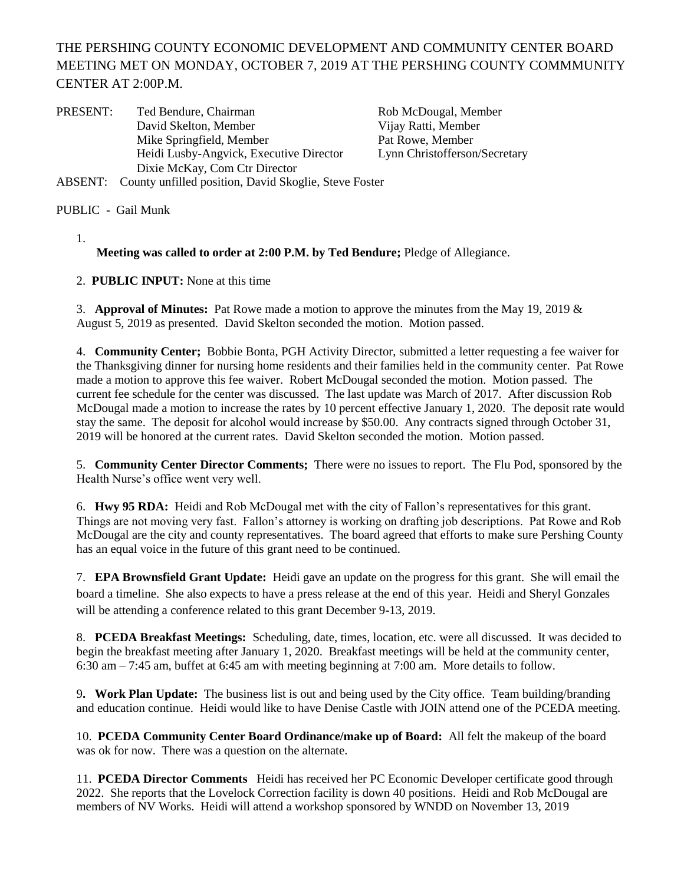THE PERSHING COUNTY ECONOMIC DEVELOPMENT AND COMMUNITY CENTER BOARD MEETING MET ON MONDAY, OCTOBER 7, 2019 AT THE PERSHING COUNTY COMMMUNITY CENTER AT 2:00P.M.

PRESENT: Ted Bendure, Chairman; Rob McDougal, Member; David Skelton, Member; Vijay Ratti, Member; Mike Springfield, Member; Pat Rowe, Member; Heidi Lusby-Angvick, Executive Director; Lynn Christofferson/Secretary; Dixie McKay, Com Ctr Director

ABSENT: County unfilled position, David Skoglie, Steve Foster

PUBLIC - Gail Munk

1. **Meeting was called to order at 2:00 P.M. by Ted Bendure;** Pledge of Allegiance.

2. **PUBLIC INPUT:** None at this time

3. **Approval of Minutes:** Pat Rowe made a motion to approve the minutes from the May 19, 2019 & August 5, 2019 as presented. David Skelton seconded the motion. Motion passed.

4. **Community Center;** Bobbie Bonta, PGH Activity Director, submitted a letter requesting a fee waiver for the Thanksgiving dinner for nursing home residents and their families held in the community center. Pat Rowe made a motion to approve this fee waiver. Robert McDougal seconded the motion. Motion passed. The current fee schedule for the center was discussed. The last update was March of 2017. After discussion Rob McDougal made a motion to increase the rates by 10 percent effective January 1, 2020. The deposit rate would stay the same. The deposit for alcohol would increase by $50.00. Any contracts signed through October 31, 2019 will be honored at the current rates. David Skelton seconded the motion. Motion passed.

5. **Community Center Director Comments;** There were no issues to report. The Flu Pod, sponsored by the Health Nurse's office went very well.

6. **Hwy 95 RDA:** Heidi and Rob McDougal met with the city of Fallon's representatives for this grant. Things are not moving very fast. Fallon's attorney is working on drafting job descriptions. Pat Rowe and Rob McDougal are the city and county representatives. The board agreed that efforts to make sure Pershing County has an equal voice in the future of this grant need to be continued.

7. **EPA Brownsfield Grant Update:** Heidi gave an update on the progress for this grant. She will email the board a timeline. She also expects to have a press release at the end of this year. Heidi and Sheryl Gonzales will be attending a conference related to this grant December 9-13, 2019.

8. **PCEDA Breakfast Meetings:** Scheduling, date, times, location, etc. were all discussed. It was decided to begin the breakfast meeting after January 1, 2020. Breakfast meetings will be held at the community center, 6:30 am – 7:45 am, buffet at 6:45 am with meeting beginning at 7:00 am. More details to follow.

9. **Work Plan Update:** The business list is out and being used by the City office. Team building/branding and education continue. Heidi would like to have Denise Castle with JOIN attend one of the PCEDA meeting.

10. **PCEDA Community Center Board Ordinance/make up of Board:** All felt the makeup of the board was ok for now. There was a question on the alternate.

11. **PCEDA Director Comments** Heidi has received her PC Economic Developer certificate good through 2022. She reports that the Lovelock Correction facility is down 40 positions. Heidi and Rob McDougal are members of NV Works. Heidi will attend a workshop sponsored by WNDD on November 13, 2019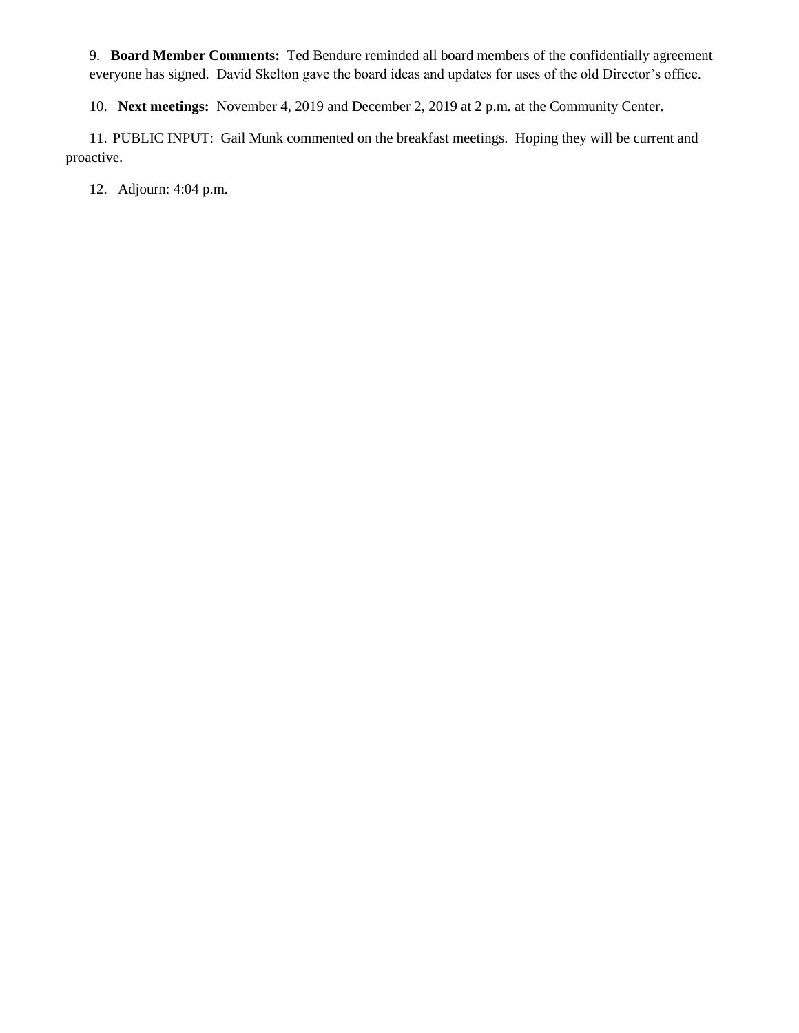9. **Board Member Comments:** Ted Bendure reminded all board members of the confidentially agreement everyone has signed. David Skelton gave the board ideas and updates for uses of the old Director's office.

10. **Next meetings:** November 4, 2019 and December 2, 2019 at 2 p.m. at the Community Center.

11. PUBLIC INPUT: Gail Munk commented on the breakfast meetings. Hoping they will be current and proactive.

12. Adjourn: 4:04 p.m.